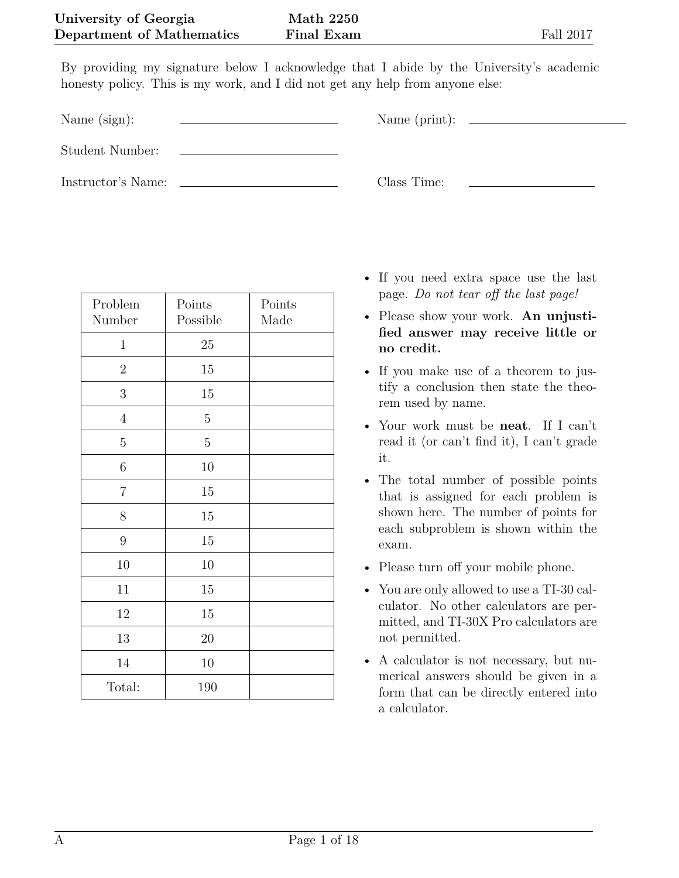**University of Georgia** | **Math 2250** | Fall 2017

**Department of Mathematics** | **Final Exam**

By providing my signature below I acknowledge that I abide by the University's academic honesty policy. This is my work, and I did not get any help from anyone else:

Name (sign): ____________________ Name (print): ____________________

Student Number: ____________________

Instructor's Name: ____________________ Class Time: ____________________

| Problem Number | Points Possible | Points Made |
|---|---|---|
| 1 | 25 | |
| 2 | 15 | |
| 3 | 15 | |
| 4 | 5 | |
| 5 | 5 | |
| 6 | 10 | |
| 7 | 15 | |
| 8 | 15 | |
| 9 | 15 | |
| 10 | 10 | |
| 11 | 15 | |
| 12 | 15 | |
| 13 | 20 | |
| 14 | 10 | |
| Total: | 190 | |

- If you need extra space use the last page. *Do not tear off the last page!*
- Please show your work. **An unjustified answer may receive little or no credit.**
- If you make use of a theorem to justify a conclusion then state the theorem used by name.
- Your work must be **neat**. If I can't read it (or can't find it), I can't grade it.
- The total number of possible points that is assigned for each problem is shown here. The number of points for each subproblem is shown within the exam.
- Please turn off your mobile phone.
- You are only allowed to use a TI-30 calculator. No other calculators are permitted, and TI-30X Pro calculators are not permitted.
- A calculator is not necessary, but numerical answers should be given in a form that can be directly entered into a calculator.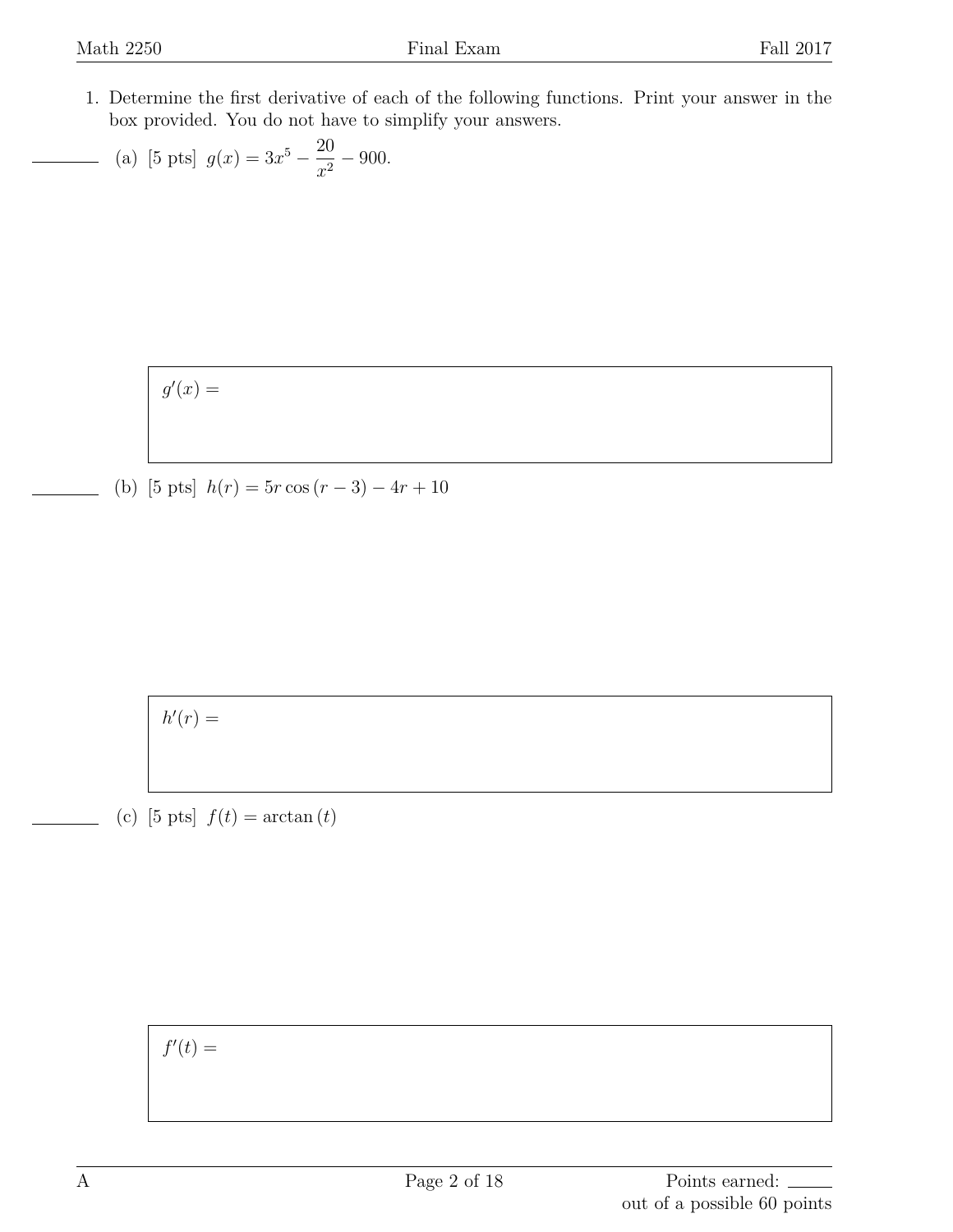1. Determine the first derivative of each of the following functions. Print your answer in the box provided. You do not have to simplify your answers.

   (a) [5 pts] $g(x) = 3x^5 - \dfrac{20}{x^2} - 900.$

   $g'(x) =$

   (b) [5 pts] $h(r) = 5r\cos(r-3) - 4r + 10$

   $h'(r) =$

   (c) [5 pts] $f(t) = \arctan(t)$

   $f'(t) =$

A

Points earned: ______ out of a possible 60 points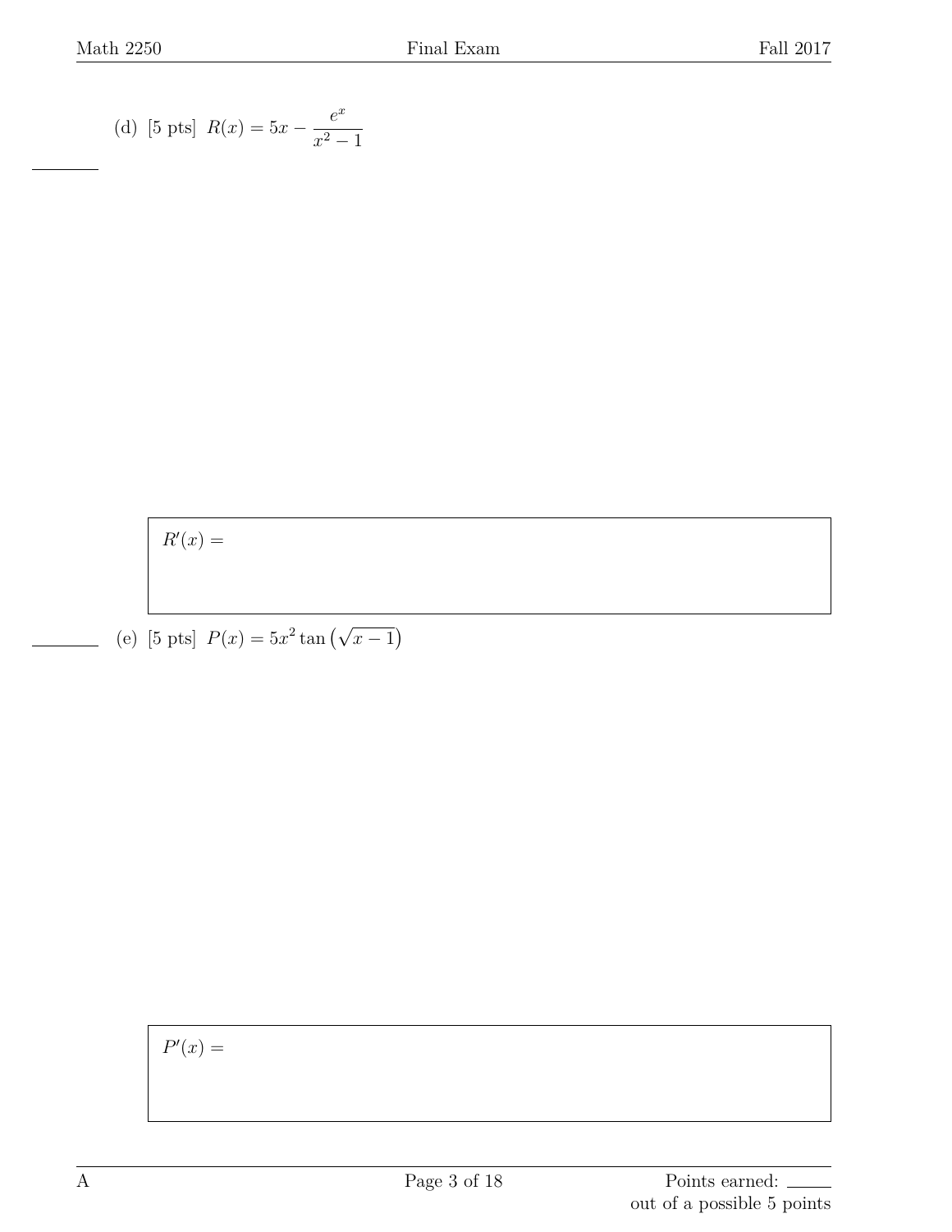(d) [5 pts] $R(x) = 5x - \dfrac{e^x}{x^2 - 1}$

$R'(x) =$

(e) [5 pts] $P(x) = 5x^2 \tan\left(\sqrt{x - 1}\right)$

$P'(x) =$

A

Points earned: ______
out of a possible 5 points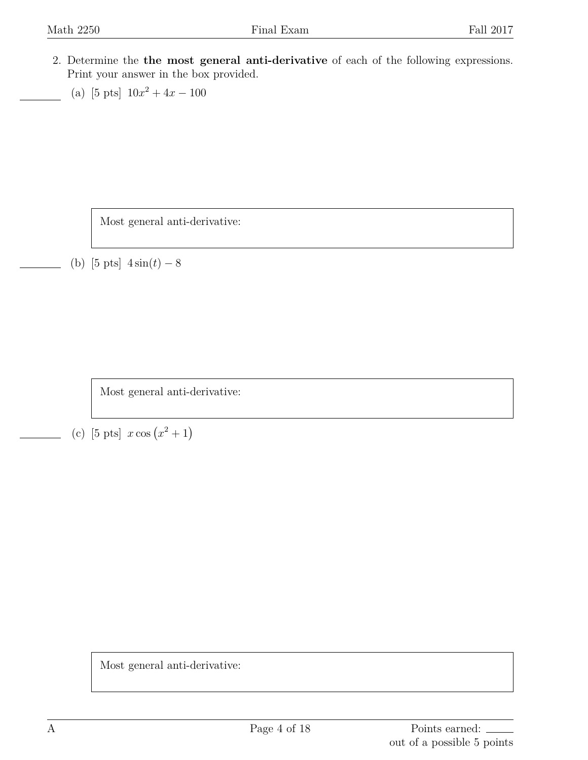2. Determine the **the most general anti-derivative** of each of the following expressions. Print your answer in the box provided.

(a) [5 pts] $10x^2 + 4x - 100$

Most general anti-derivative:

(b) [5 pts] $4\sin(t) - 8$

Most general anti-derivative:

(c) [5 pts] $x\cos\left(x^2 + 1\right)$

Most general anti-derivative:

Points earned: ______
out of a possible 5 points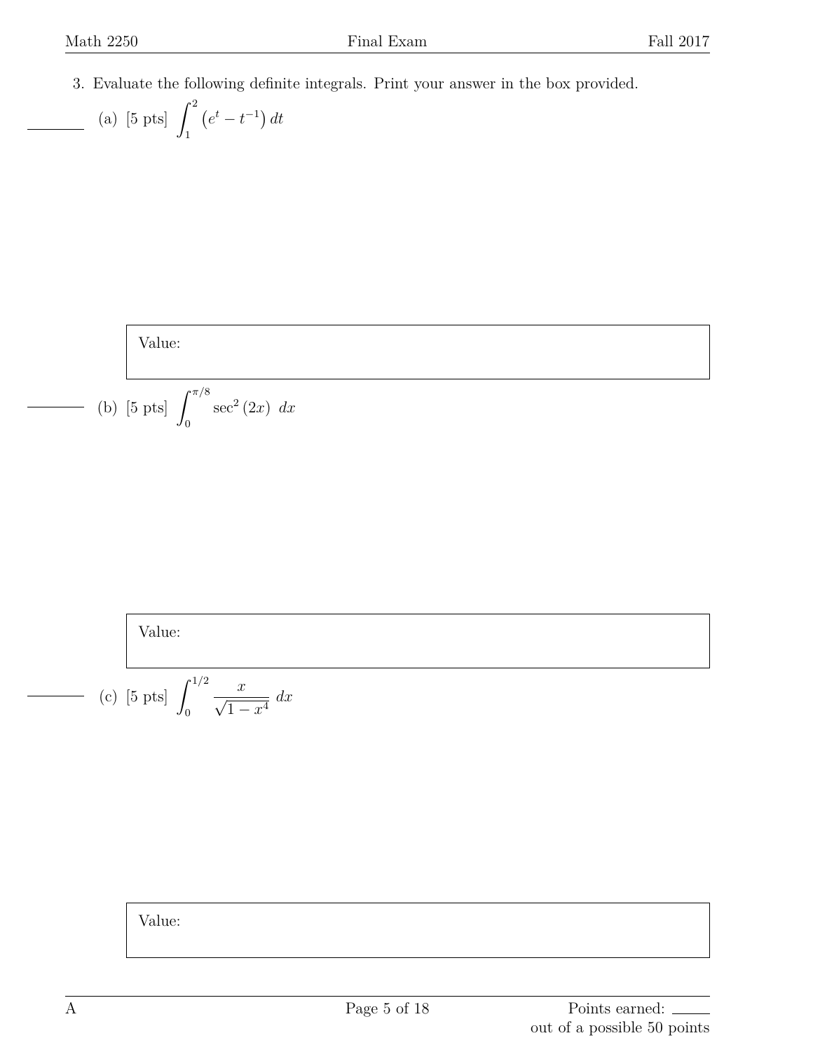3. Evaluate the following definite integrals. Print your answer in the box provided.

(a) [5 pts] $\displaystyle\int_1^2 \left(e^t - t^{-1}\right) dt$

Value:

(b) [5 pts] $\displaystyle\int_0^{\pi/8} \sec^2(2x)\ dx$

Value:

(c) [5 pts] $\displaystyle\int_0^{1/2} \frac{x}{\sqrt{1-x^4}}\ dx$

Value:

Points earned: ____ out of a possible 50 points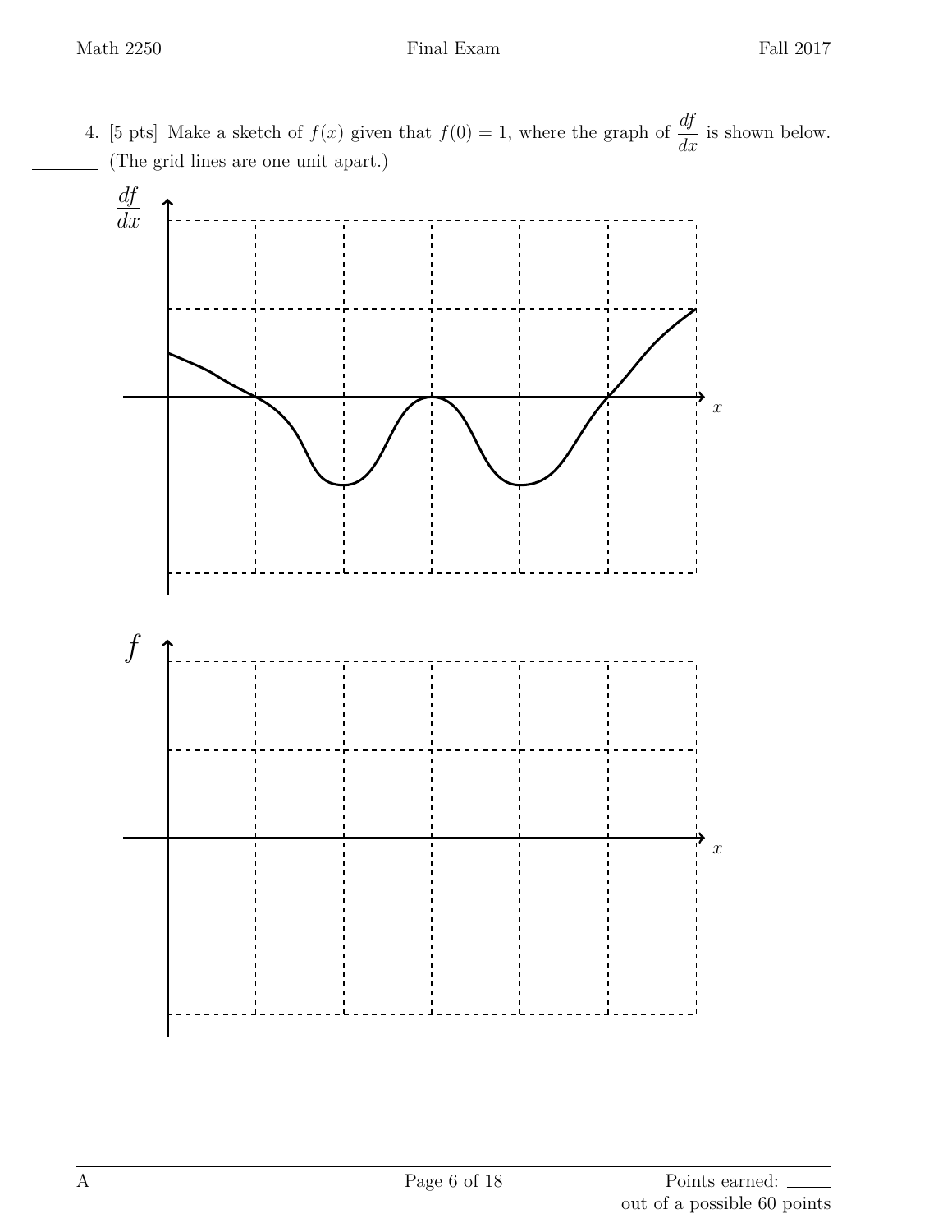4. [5 pts] Make a sketch of $f(x)$ given that $f(0) = 1$, where the graph of $\dfrac{df}{dx}$ is shown below. (The grid lines are one unit apart.)

$\dfrac{df}{dx}$

$x$

$f$

$x$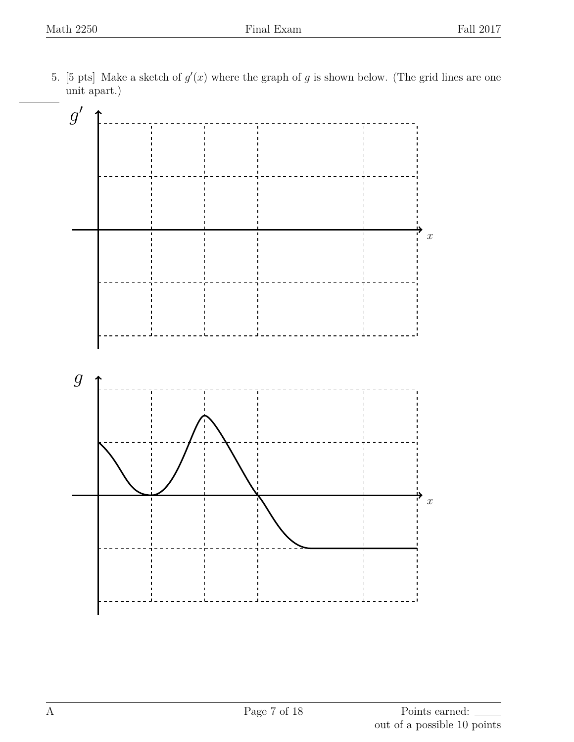5. [5 pts] Make a sketch of $g'(x)$ where the graph of $g$ is shown below. (The grid lines are one unit apart.)

out of a possible 10 points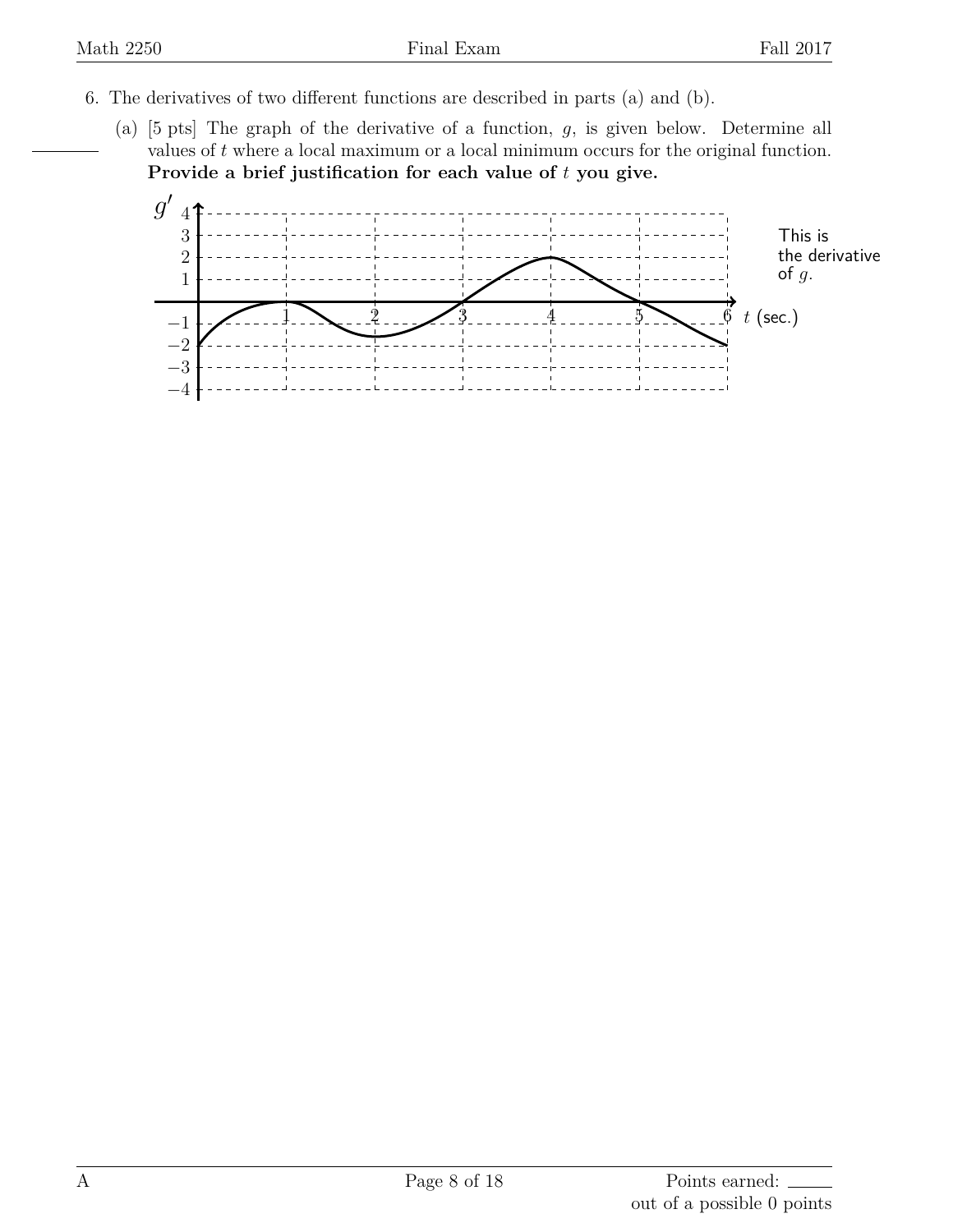6. The derivatives of two different functions are described in parts (a) and (b).

   (a) [5 pts] The graph of the derivative of a function, $g$, is given below. Determine all values of $t$ where a local maximum or a local minimum occurs for the original function. **Provide a brief justification for each value of $t$ you give.**

This is the derivative of $g$.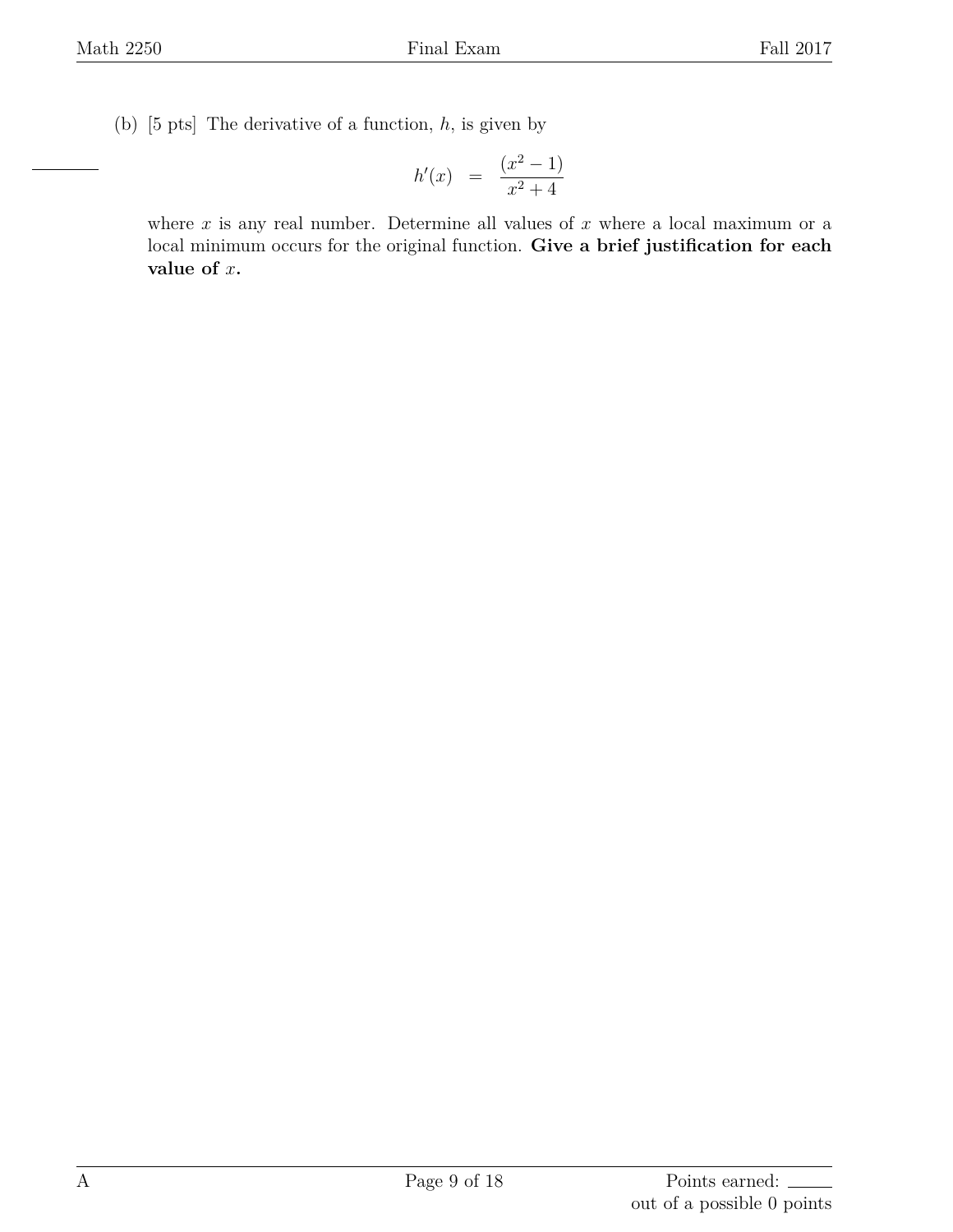(b) [5 pts] The derivative of a function, $h$, is given by

$$h'(x) \quad = \quad \frac{(x^2 - 1)}{x^2 + 4}$$

where $x$ is any real number. Determine all values of $x$ where a local maximum or a local minimum occurs for the original function. **Give a brief justification for each value of $x$.**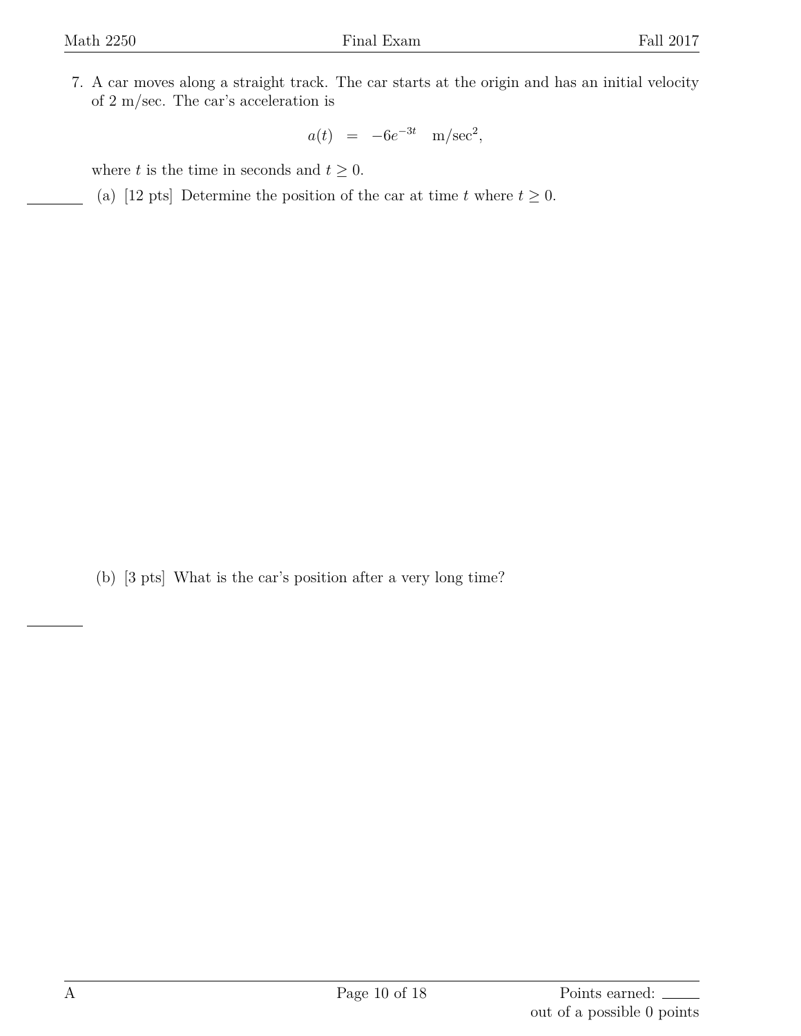7. A car moves along a straight track. The car starts at the origin and has an initial velocity of 2 m/sec. The car's acceleration is

$$a(t) \;=\; -6e^{-3t} \quad \text{m/sec}^2,$$

where $t$ is the time in seconds and $t \geq 0$.

(a) [12 pts] Determine the position of the car at time $t$ where $t \geq 0$.

(b) [3 pts] What is the car's position after a very long time?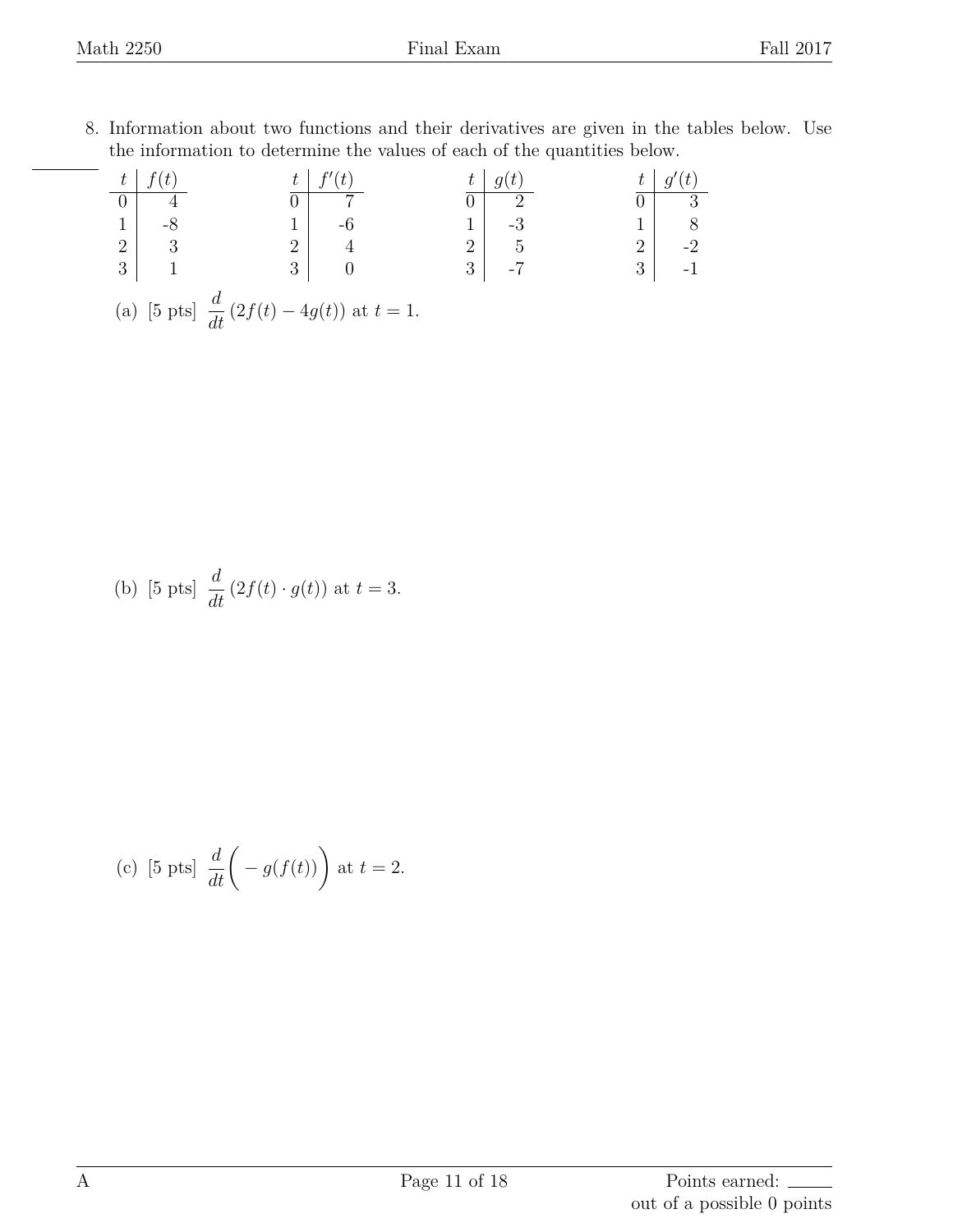8. Information about two functions and their derivatives are given in the tables below. Use the information to determine the values of each of the quantities below.

| $t$ | $f(t)$ |
|---|---|
| 0 | 4 |
| 1 | -8 |
| 2 | 3 |
| 3 | 1 |

| $t$ | $f'(t)$ |
|---|---|
| 0 | 7 |
| 1 | -6 |
| 2 | 4 |
| 3 | 0 |

| $t$ | $g(t)$ |
|---|---|
| 0 | 2 |
| 1 | -3 |
| 2 | 5 |
| 3 | -7 |

| $t$ | $g'(t)$ |
|---|---|
| 0 | 3 |
| 1 | 8 |
| 2 | -2 |
| 3 | -1 |

(a) [5 pts] $\dfrac{d}{dt}\left(2f(t) - 4g(t)\right)$ at $t = 1$.

(b) [5 pts] $\dfrac{d}{dt}\left(2f(t) \cdot g(t)\right)$ at $t = 3$.

(c) [5 pts] $\dfrac{d}{dt}\Big(-g(f(t))\Big)$ at $t = 2$.

Points earned: ______ out of a possible 0 points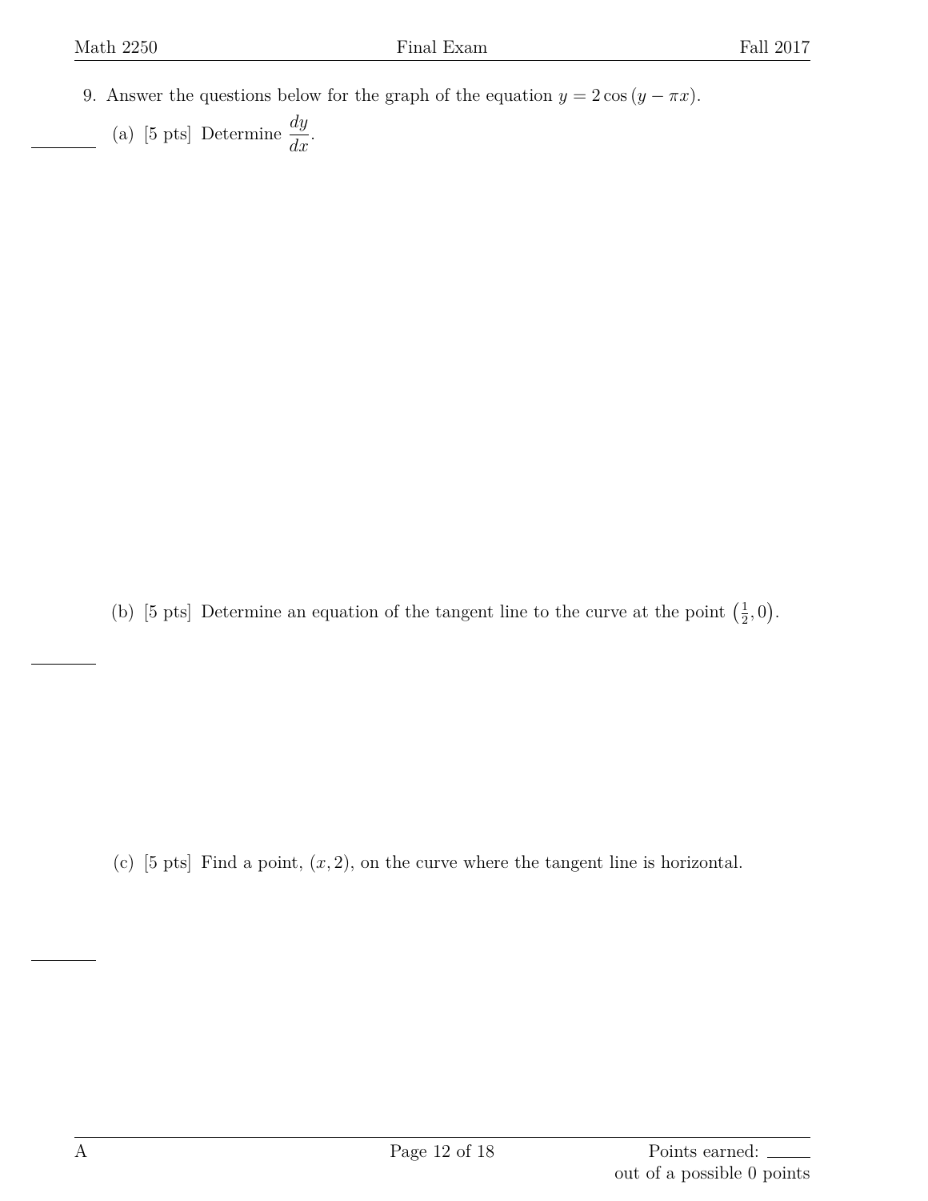9. Answer the questions below for the graph of the equation $y = 2\cos(y - \pi x)$.

(a) [5 pts] Determine $\dfrac{dy}{dx}$.

(b) [5 pts] Determine an equation of the tangent line to the curve at the point $\left(\frac{1}{2}, 0\right)$.

(c) [5 pts] Find a point, $(x, 2)$, on the curve where the tangent line is horizontal.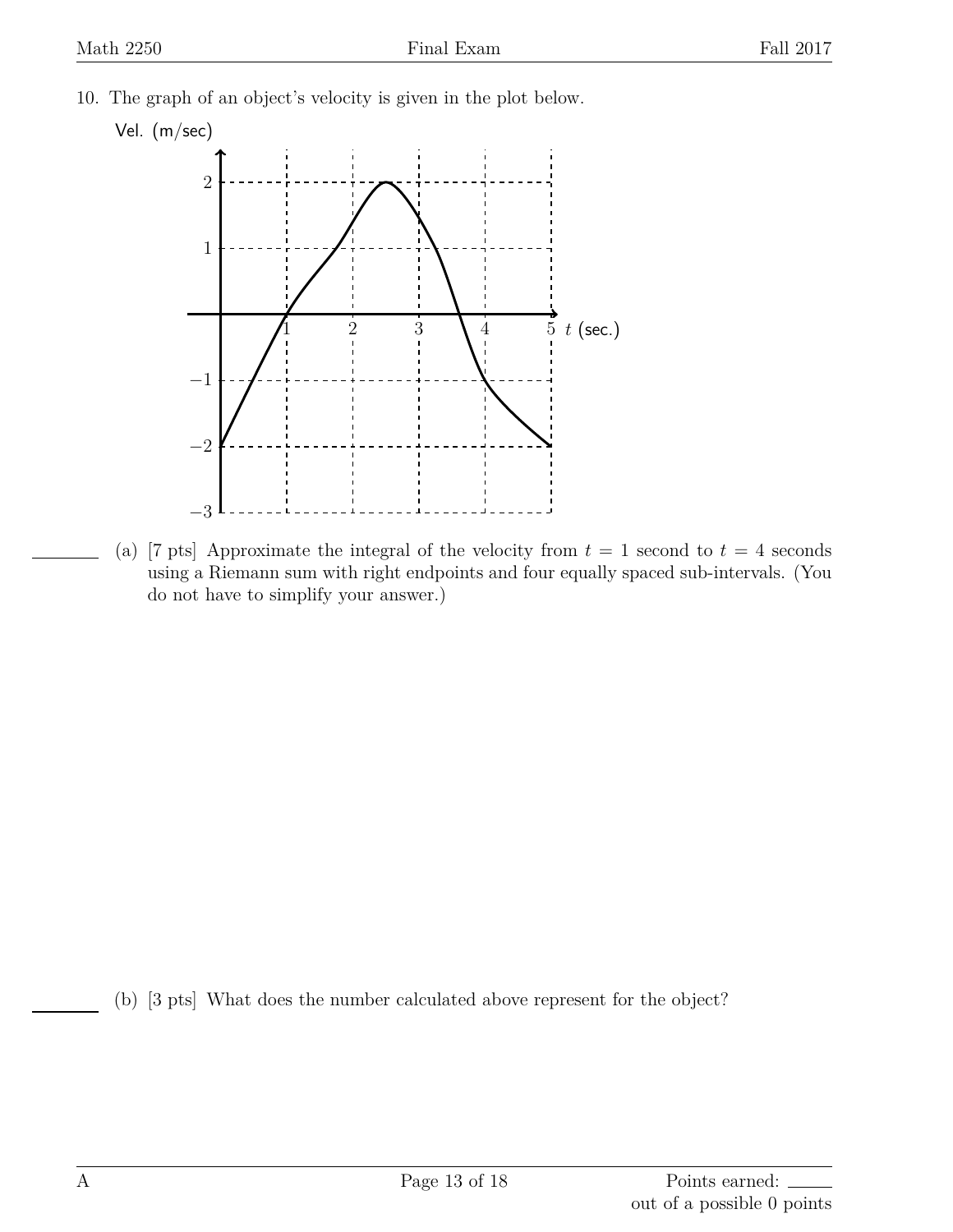10. The graph of an object's velocity is given in the plot below.

(a) [7 pts] Approximate the integral of the velocity from $t = 1$ second to $t = 4$ seconds using a Riemann sum with right endpoints and four equally spaced sub-intervals. (You do not have to simplify your answer.)

(b) [3 pts] What does the number calculated above represent for the object?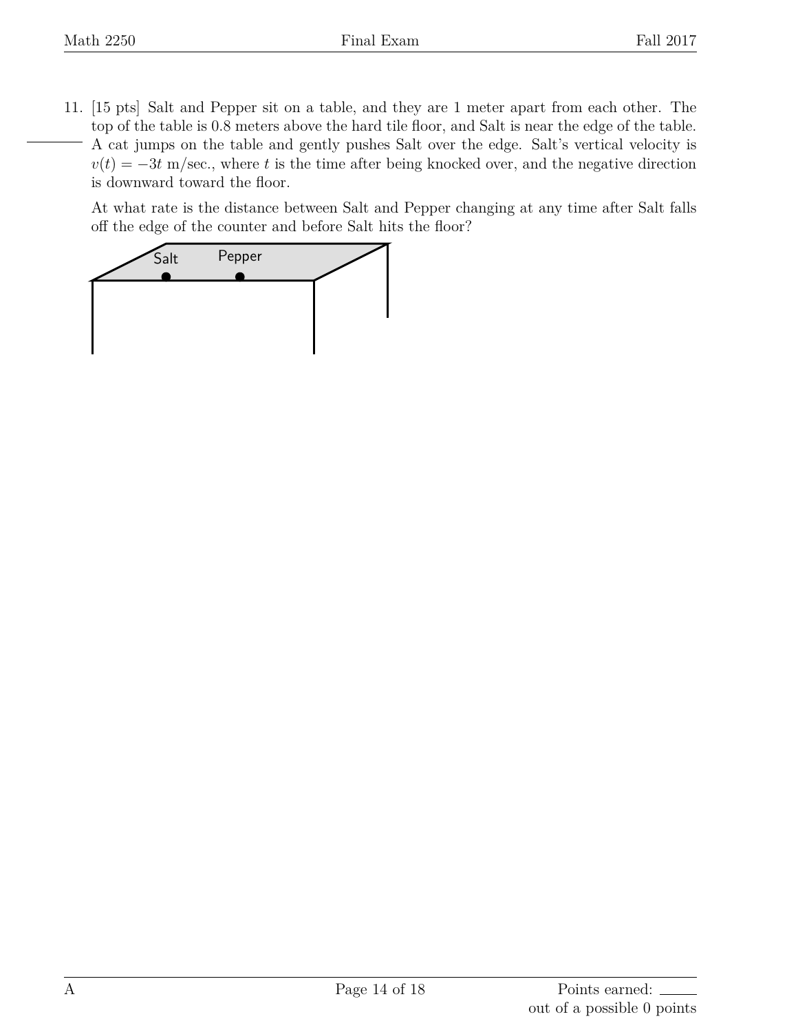11. [15 pts] Salt and Pepper sit on a table, and they are 1 meter apart from each other. The top of the table is 0.8 meters above the hard tile floor, and Salt is near the edge of the table. A cat jumps on the table and gently pushes Salt over the edge. Salt's vertical velocity is $v(t) = -3t$ m/sec., where $t$ is the time after being knocked over, and the negative direction is downward toward the floor.

At what rate is the distance between Salt and Pepper changing at any time after Salt falls off the edge of the counter and before Salt hits the floor?

Salt Pepper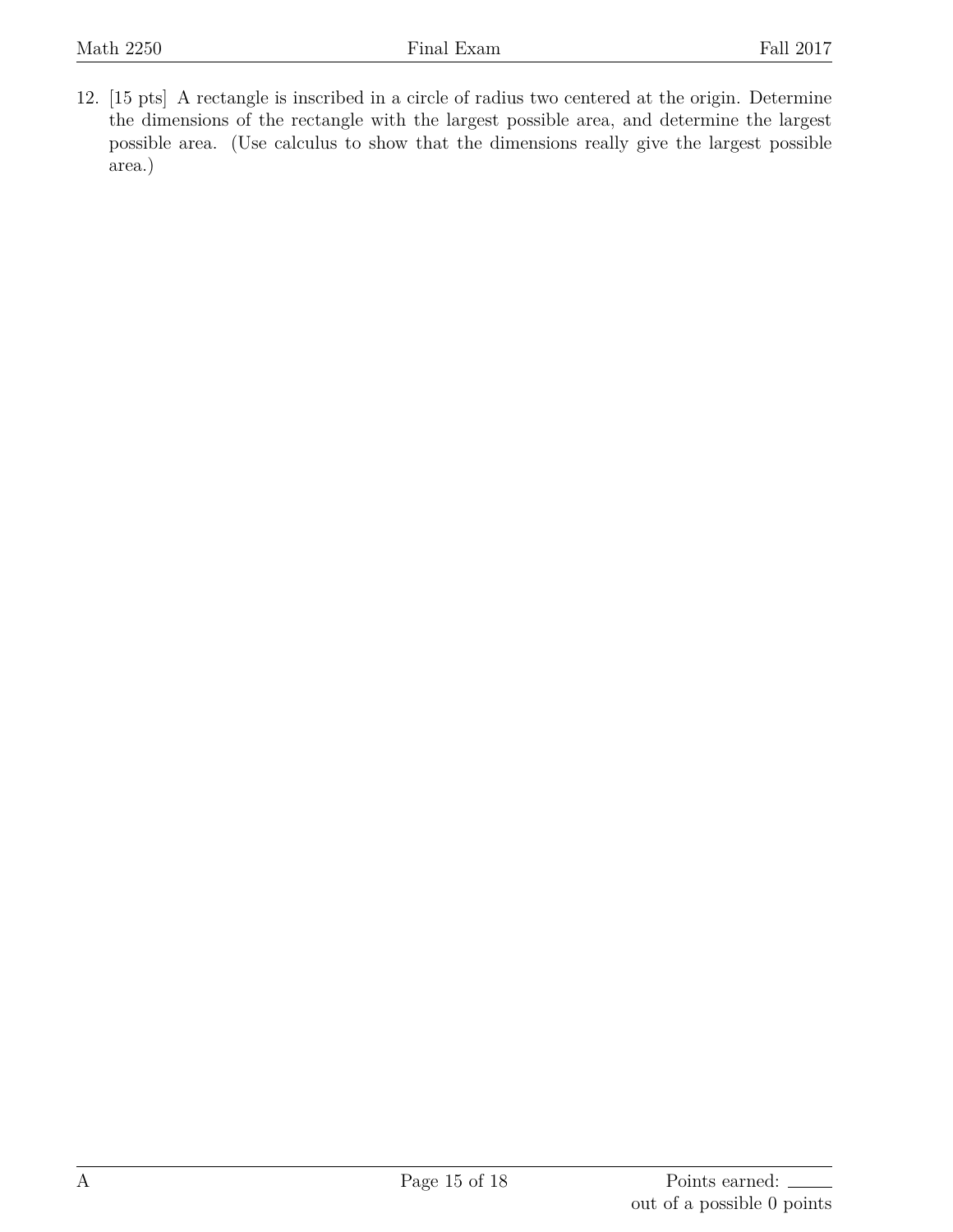12. [15 pts] A rectangle is inscribed in a circle of radius two centered at the origin. Determine the dimensions of the rectangle with the largest possible area, and determine the largest possible area. (Use calculus to show that the dimensions really give the largest possible area.)

A

Points earned: ____
out of a possible 0 points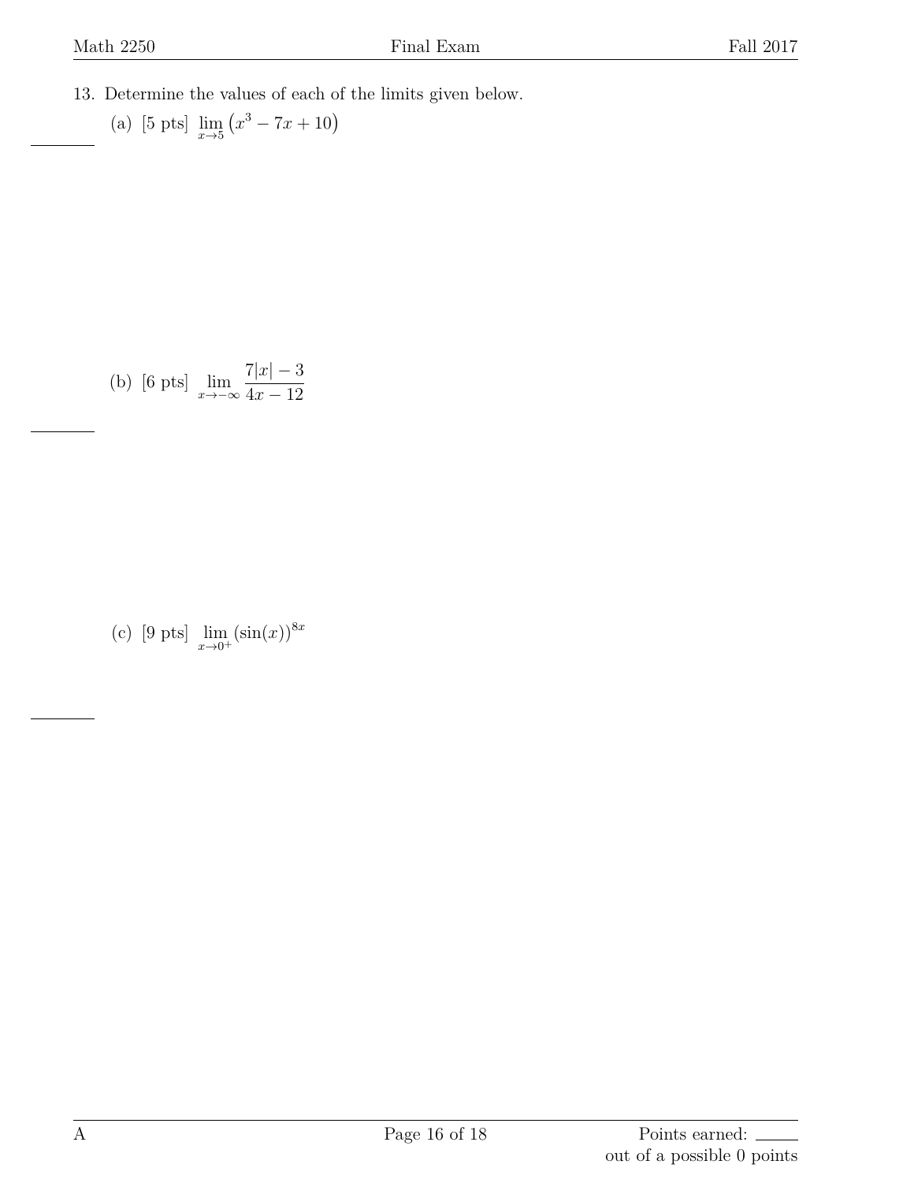13. Determine the values of each of the limits given below.

    (a) [5 pts] $\lim_{x \to 5} \left(x^3 - 7x + 10\right)$

    (b) [6 pts] $\lim_{x \to -\infty} \dfrac{7|x| - 3}{4x - 12}$

    (c) [9 pts] $\lim_{x \to 0^+} (\sin(x))^{8x}$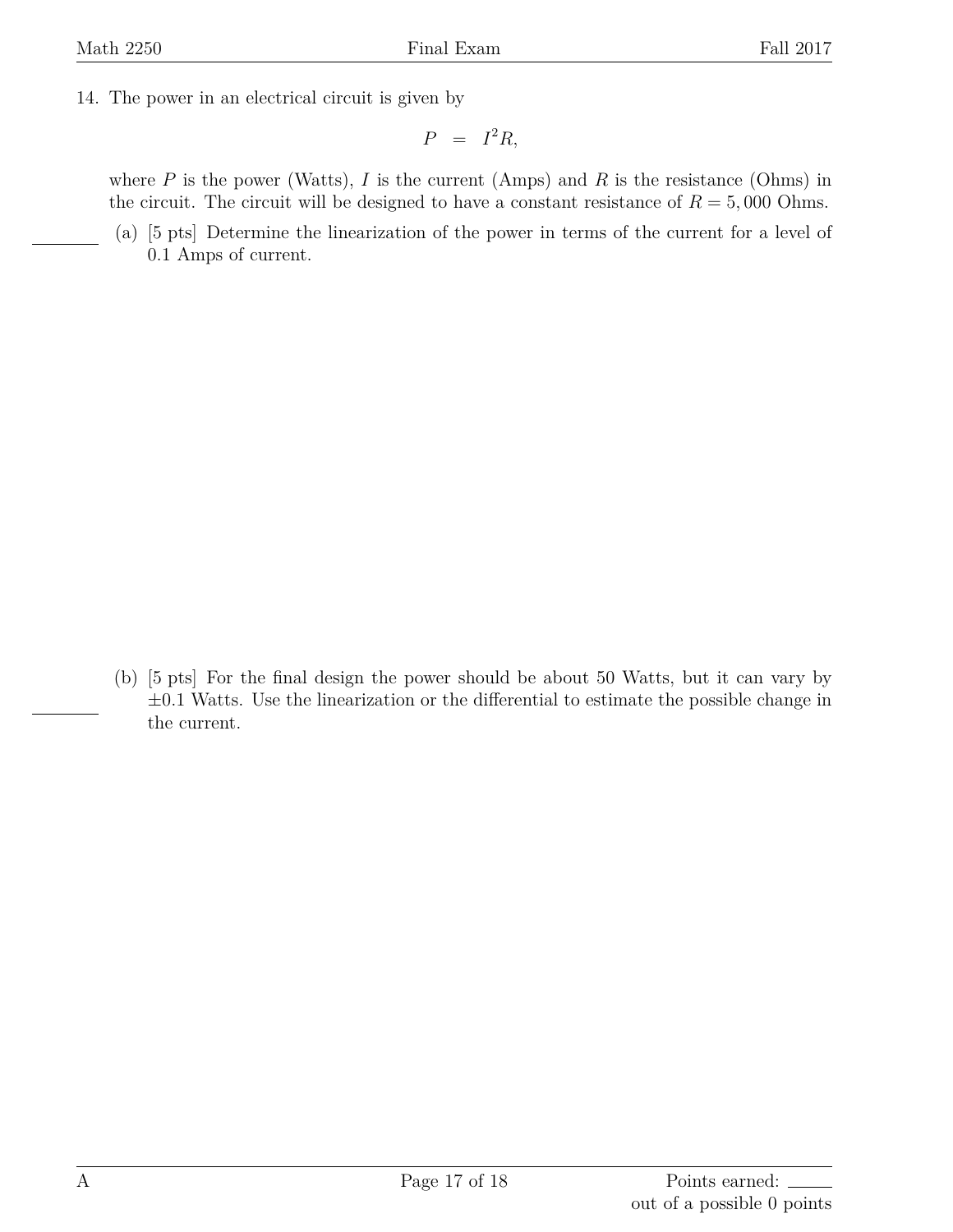14. The power in an electrical circuit is given by

$$P = I^2 R,$$

where $P$ is the power (Watts), $I$ is the current (Amps) and $R$ is the resistance (Ohms) in the circuit. The circuit will be designed to have a constant resistance of $R = 5,000$ Ohms.

(a) [5 pts] Determine the linearization of the power in terms of the current for a level of 0.1 Amps of current.

(b) [5 pts] For the final design the power should be about 50 Watts, but it can vary by $\pm 0.1$ Watts. Use the linearization or the differential to estimate the possible change in the current.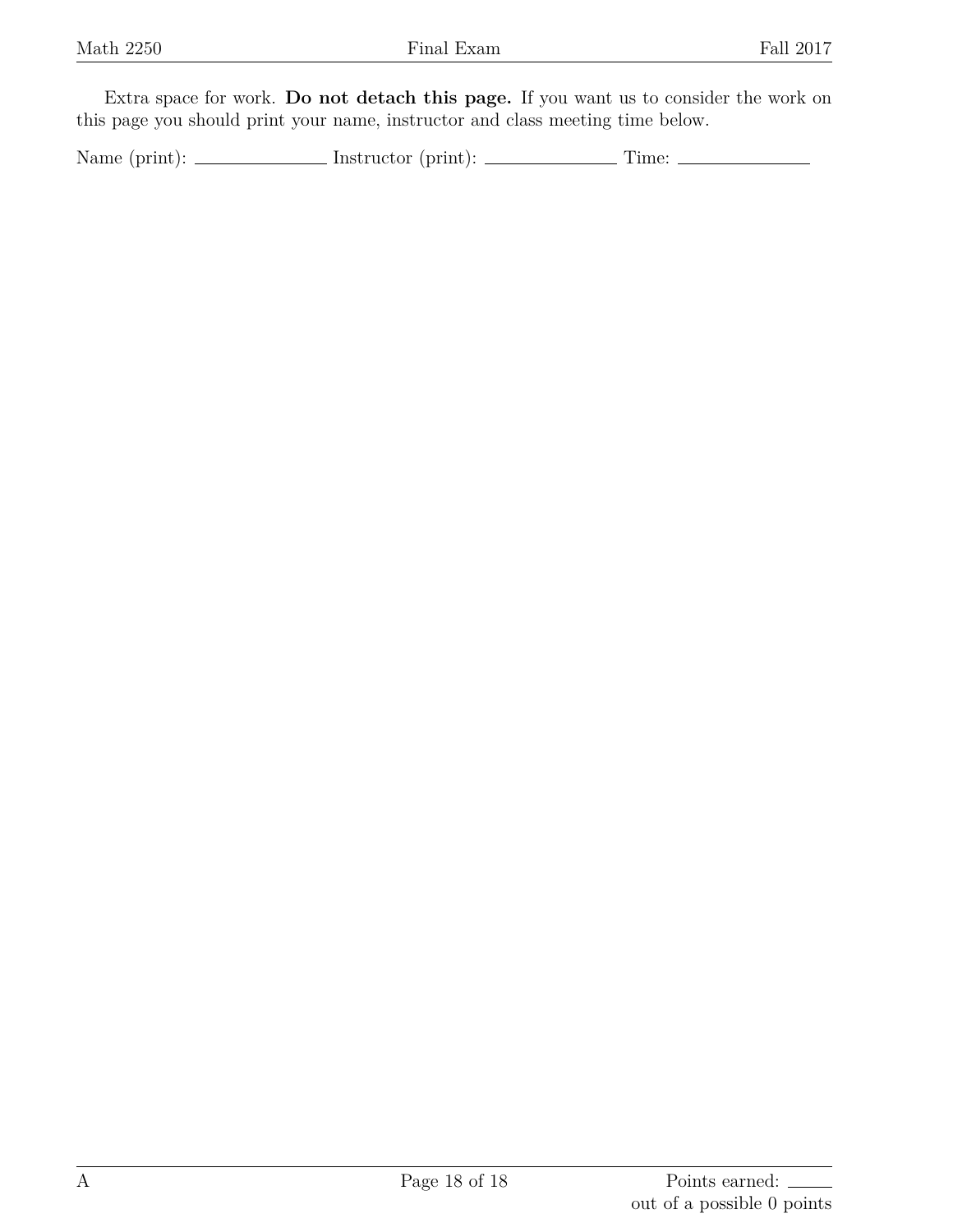Extra space for work. **Do not detach this page.** If you want us to consider the work on this page you should print your name, instructor and class meeting time below.

Name (print): ______________ Instructor (print): ______________ Time: ______________

Points earned: _____
out of a possible 0 points